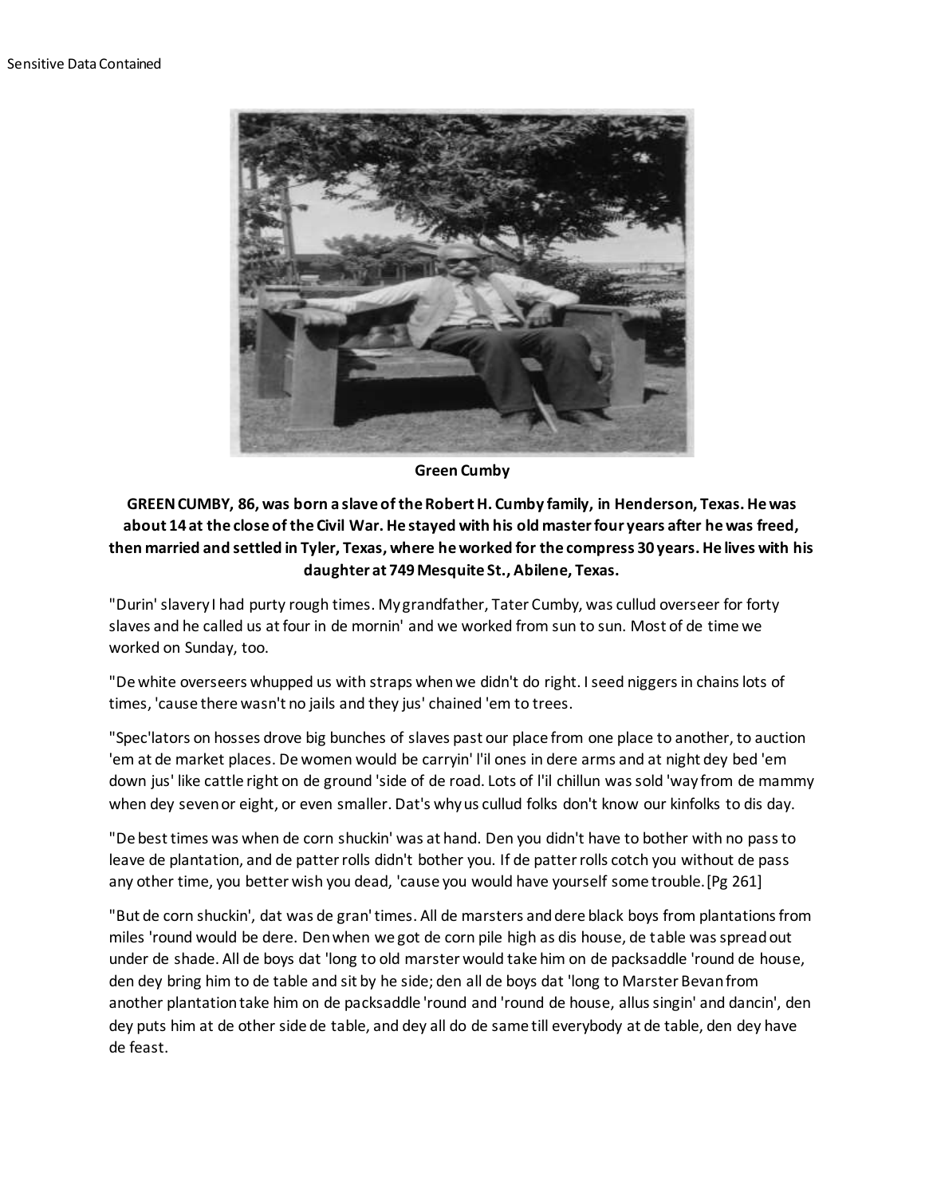Sensitive Data Contained

Green Cumby

**GREEN CUMBY, 86, was born a slave of the Robert H. Cumby family, in Henderson, Texas. He was about 14 at the close of the Civil War. He stayed with his old master four years after he was freed, then married and settled in Tyler, Texas, where he worked for the compress 30 years. He lives with his daughter at 749 Mesquite St., Abilene, Texas.**

"Durin' slavery I had purty rough times. My grandfather, Tater Cumby, was cullud overseer for forty slaves and he called us at four in de mornin' and we worked from sun to sun. Most of de time we worked on Sunday, too.

"De white overseers whupped us with straps when we didn't do right. I seed niggers in chains lots of times, 'cause there wasn't no jails and they jus' chained 'em to trees.

"Spec'lators on hosses drove big bunches of slaves past our place from one place to another, to auction 'em at de market places. De women would be carryin' l'il ones in dere arms and at night dey bed 'em down jus' like cattle right on de ground 'side of de road. Lots of l'il chillun was sold 'way from de mammy when dey seven or eight, or even smaller. Dat's why us cullud folks don't know our kinfolks to dis day.

"De best times was when de corn shuckin' was at hand. Den you didn't have to bother with no pass to leave de plantation, and de patter rolls didn't bother you. If de patter rolls cotch you without de pass any other time, you better wish you dead, 'cause you would have yourself some trouble. [Pg 261]

"But de corn shuckin', dat was de gran' times. All de marsters and dere black boys from plantations from miles 'round would be dere. Den when we got de corn pile high as dis house, de table was spread out under de shade. All de boys dat 'long to old marster would take him on de packsaddle 'round de house, den dey bring him to de table and sit by he side; den all de boys dat 'long to Marster Bevan from another plantation take him on de packsaddle 'round and 'round de house, allus singin' and dancin', den dey puts him at de other side de table, and dey all do de same till everybody at de table, den dey have de feast.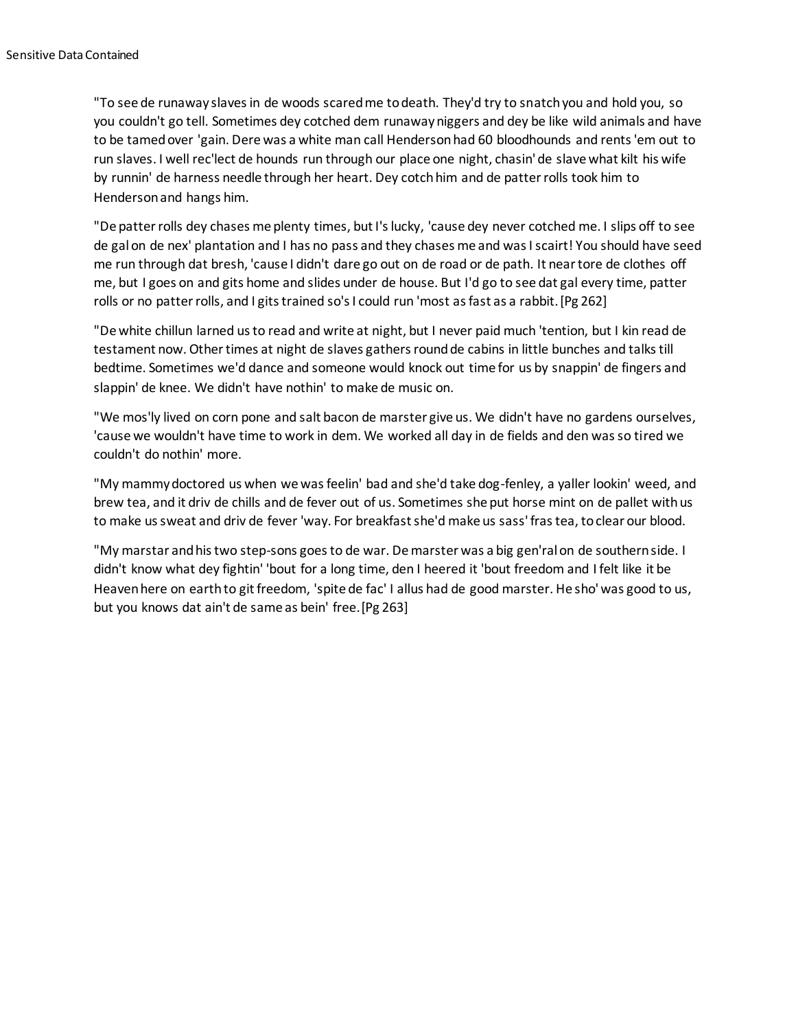"To see de runaway slaves in de woods scared me to death. They'd try to snatch you and hold you, so you couldn't go tell. Sometimes dey cotched dem runaway niggers and dey be like wild animals and have to be tamed over 'gain. Dere was a white man call Henderson had 60 bloodhounds and rents 'em out to run slaves. I well rec'lect de hounds run through our place one night, chasin' de slave what kilt his wife by runnin' de harness needle through her heart. Dey cotch him and de patter rolls took him to Henderson and hangs him.

"De patter rolls dey chases me plenty times, but I's lucky, 'cause dey never cotched me. I slips off to see de gal on de nex' plantation and I has no pass and they chases me and was I scairt! You should have seed me run through dat bresh, 'cause I didn't dare go out on de road or de path. It near tore de clothes off me, but I goes on and gits home and slides under de house. But I'd go to see dat gal every time, patter rolls or no patter rolls, and I gits trained so's I could run 'most as fast as a rabbit. [Pg 262]

"De white chillun larned us to read and write at night, but I never paid much 'tention, but I kin read de testament now. Other times at night de slaves gathers round de cabins in little bunches and talks till bedtime. Sometimes we'd dance and someone would knock out time for us by snappin' de fingers and slappin' de knee. We didn't have nothin' to make de music on.

"We mos'ly lived on corn pone and salt bacon de marster give us. We didn't have no gardens ourselves, 'cause we wouldn't have time to work in dem. We worked all day in de fields and den was so tired we couldn't do nothin' more.

"My mammy doctored us when we was feelin' bad and she'd take dog-fenley, a yaller lookin' weed, and brew tea, and it driv de chills and de fever out of us. Sometimes she put horse mint on de pallet with us to make us sweat and driv de fever 'way. For breakfast she'd make us sass' fras tea, to clear our blood.

"My marstar and his two step-sons goes to de war. De marster was a big gen'ral on de southern side. I didn't know what dey fightin' 'bout for a long time, den I heered it 'bout freedom and I felt like it be Heaven here on earth to git freedom, 'spite de fac' I allus had de good marster. He sho' was good to us, but you knows dat ain't de same as bein' free. [Pg 263]